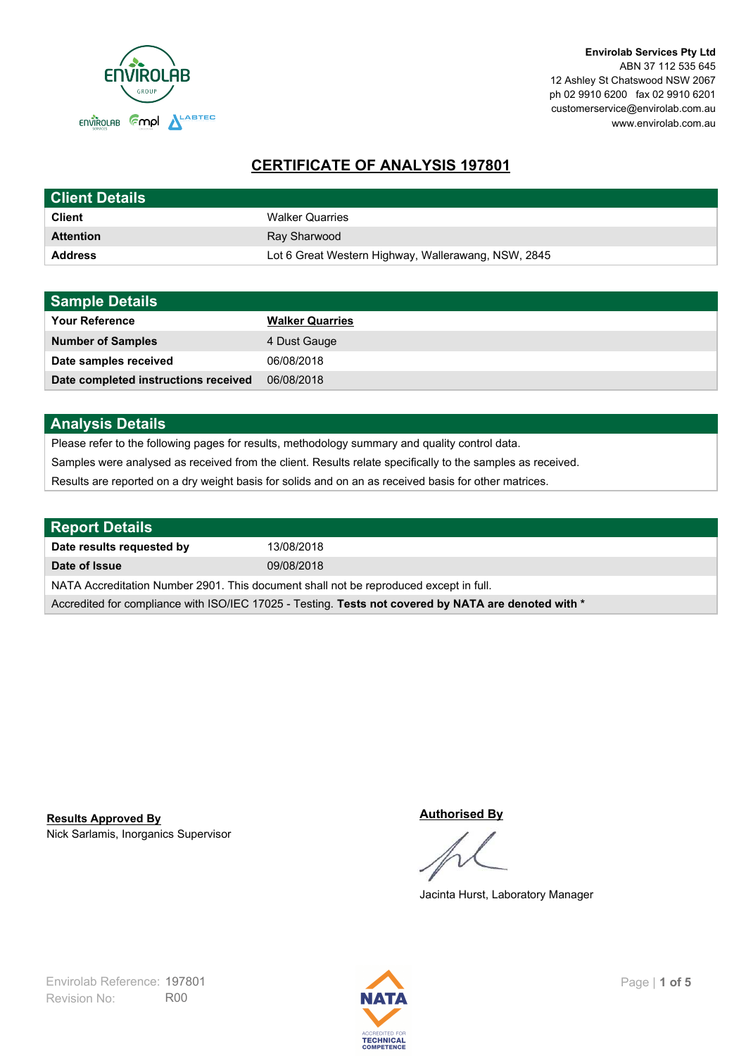**Envirolab Services Pty Ltd**
ABN 37 112 535 645
12 Ashley St Chatswood NSW 2067
ph 02 9910 6200 fax 02 9910 6201
customerservice@envirolab.com.au
www.envirolab.com.au

# CERTIFICATE OF ANALYSIS 197801

| Client Details | |
|---|---|
| **Client** | Walker Quarries |
| **Attention** | Ray Sharwood |
| **Address** | Lot 6 Great Western Highway, Wallerawang, NSW, 2845 |

| Sample Details | |
|---|---|
| **Your Reference** | **Walker Quarries** |
| **Number of Samples** | 4 Dust Gauge |
| **Date samples received** | 06/08/2018 |
| **Date completed instructions received** | 06/08/2018 |

## Analysis Details

Please refer to the following pages for results, methodology summary and quality control data.

Samples were analysed as received from the client. Results relate specifically to the samples as received.

Results are reported on a dry weight basis for solids and on an as received basis for other matrices.

| Report Details | |
|---|---|
| **Date results requested by** | 13/08/2018 |
| **Date of Issue** | 09/08/2018 |

NATA Accreditation Number 2901. This document shall not be reproduced except in full.

Accredited for compliance with ISO/IEC 17025 - Testing. **Tests not covered by NATA are denoted with ***

**Results Approved By**
Nick Sarlamis, Inorganics Supervisor

**Authorised By**

Jacinta Hurst, Laboratory Manager

Envirolab Reference: 197801
Revision No: R00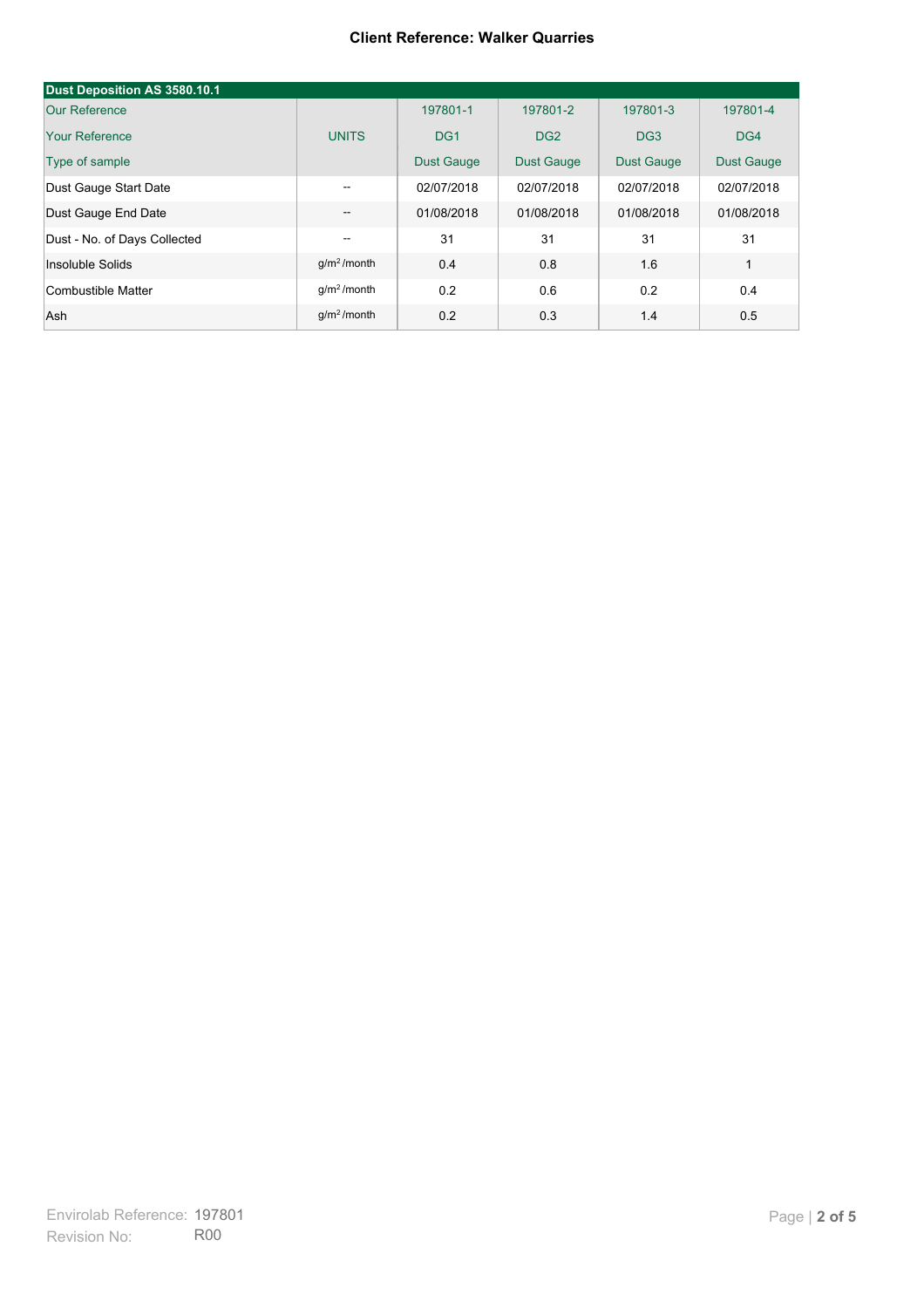**Client Reference: Walker Quarries**

| Dust Deposition AS 3580.10.1 | | | | | |
|---|---|---|---|---|---|
| Our Reference | | 197801-1 | 197801-2 | 197801-3 | 197801-4 |
| Your Reference | UNITS | DG1 | DG2 | DG3 | DG4 |
| Type of sample | | Dust Gauge | Dust Gauge | Dust Gauge | Dust Gauge |
| Dust Gauge Start Date | -- | 02/07/2018 | 02/07/2018 | 02/07/2018 | 02/07/2018 |
| Dust Gauge End Date | -- | 01/08/2018 | 01/08/2018 | 01/08/2018 | 01/08/2018 |
| Dust - No. of Days Collected | -- | 31 | 31 | 31 | 31 |
| Insoluble Solids | $g/m^2$/month | 0.4 | 0.8 | 1.6 | 1 |
| Combustible Matter | $g/m^2$/month | 0.2 | 0.6 | 0.2 | 0.4 |
| Ash | $g/m^2$/month | 0.2 | 0.3 | 1.4 | 0.5 |

Envirolab Reference: 197801
Revision No: R00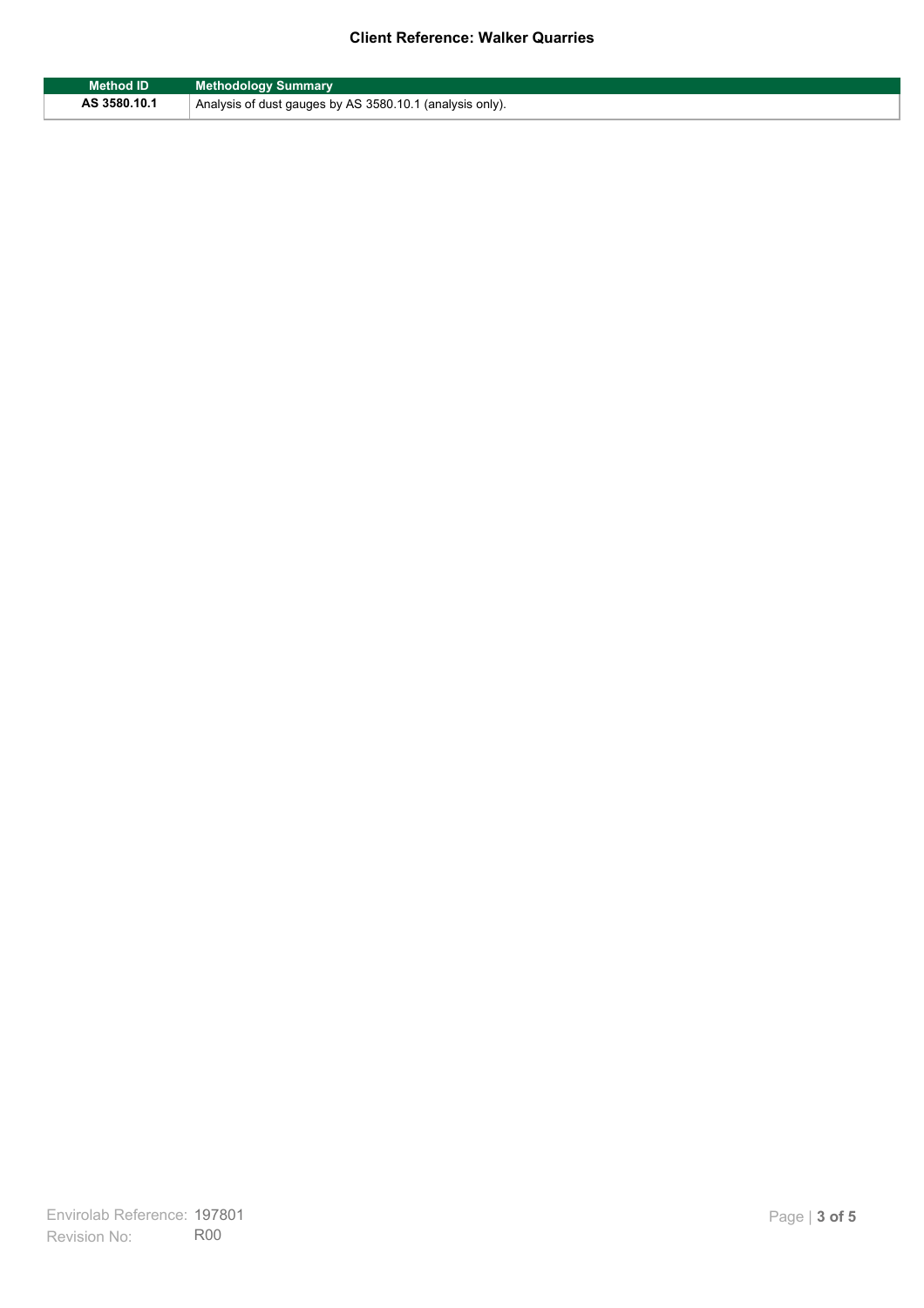| Method ID | Methodology Summary |
| --- | --- |
| AS 3580.10.1 | Analysis of dust gauges by AS 3580.10.1 (analysis only). |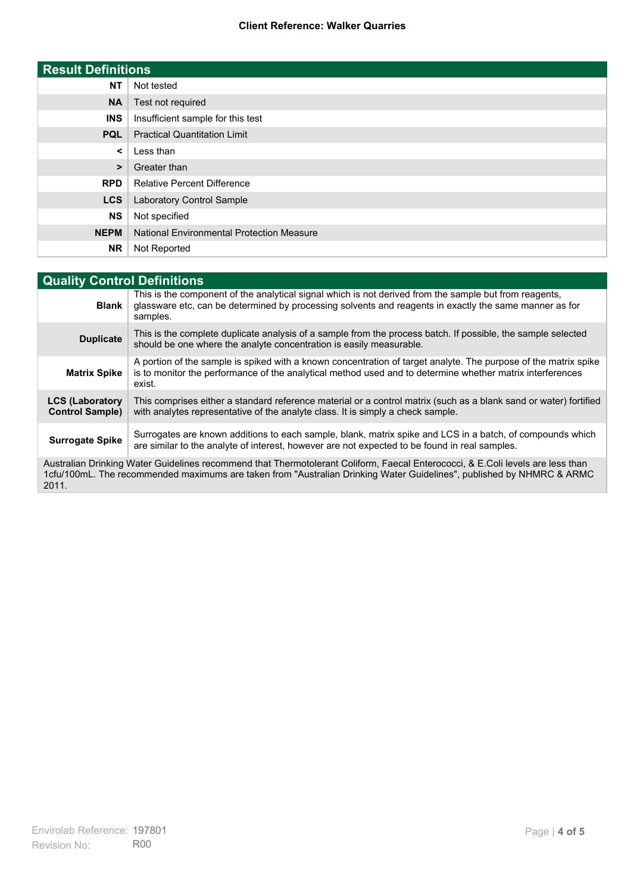## Result Definitions

| | |
|---|---|
| **NT** | Not tested |
| **NA** | Test not required |
| **INS** | Insufficient sample for this test |
| **PQL** | Practical Quantitation Limit |
| **<** | Less than |
| **>** | Greater than |
| **RPD** | Relative Percent Difference |
| **LCS** | Laboratory Control Sample |
| **NS** | Not specified |
| **NEPM** | National Environmental Protection Measure |
| **NR** | Not Reported |

## Quality Control Definitions

| | |
|---|---|
| **Blank** | This is the component of the analytical signal which is not derived from the sample but from reagents, glassware etc, can be determined by processing solvents and reagents in exactly the same manner as for samples. |
| **Duplicate** | This is the complete duplicate analysis of a sample from the process batch. If possible, the sample selected should be one where the analyte concentration is easily measurable. |
| **Matrix Spike** | A portion of the sample is spiked with a known concentration of target analyte. The purpose of the matrix spike is to monitor the performance of the analytical method used and to determine whether matrix interferences exist. |
| **LCS (Laboratory Control Sample)** | This comprises either a standard reference material or a control matrix (such as a blank sand or water) fortified with analytes representative of the analyte class. It is simply a check sample. |
| **Surrogate Spike** | Surrogates are known additions to each sample, blank, matrix spike and LCS in a batch, of compounds which are similar to the analyte of interest, however are not expected to be found in real samples. |

Australian Drinking Water Guidelines recommend that Thermotolerant Coliform, Faecal Enterococci, & E.Coli levels are less than 1cfu/100mL. The recommended maximums are taken from "Australian Drinking Water Guidelines", published by NHMRC & ARMC 2011.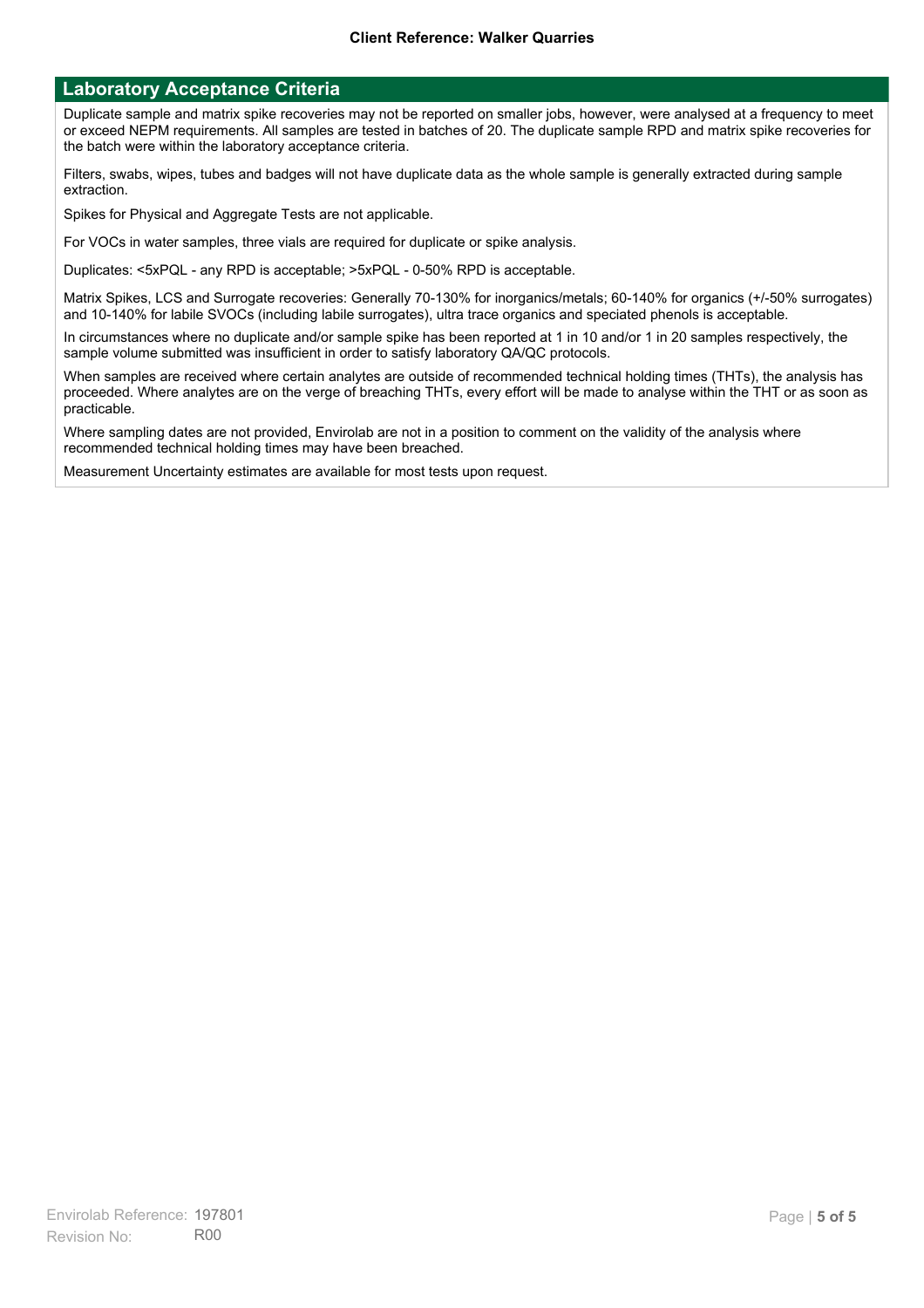## Laboratory Acceptance Criteria

Duplicate sample and matrix spike recoveries may not be reported on smaller jobs, however, were analysed at a frequency to meet or exceed NEPM requirements. All samples are tested in batches of 20. The duplicate sample RPD and matrix spike recoveries for the batch were within the laboratory acceptance criteria.

Filters, swabs, wipes, tubes and badges will not have duplicate data as the whole sample is generally extracted during sample extraction.

Spikes for Physical and Aggregate Tests are not applicable.

For VOCs in water samples, three vials are required for duplicate or spike analysis.

Duplicates: <5xPQL - any RPD is acceptable; >5xPQL - 0-50% RPD is acceptable.

Matrix Spikes, LCS and Surrogate recoveries: Generally 70-130% for inorganics/metals; 60-140% for organics (+/-50% surrogates) and 10-140% for labile SVOCs (including labile surrogates), ultra trace organics and speciated phenols is acceptable.

In circumstances where no duplicate and/or sample spike has been reported at 1 in 10 and/or 1 in 20 samples respectively, the sample volume submitted was insufficient in order to satisfy laboratory QA/QC protocols.

When samples are received where certain analytes are outside of recommended technical holding times (THTs), the analysis has proceeded. Where analytes are on the verge of breaching THTs, every effort will be made to analyse within the THT or as soon as practicable.

Where sampling dates are not provided, Envirolab are not in a position to comment on the validity of the analysis where recommended technical holding times may have been breached.

Measurement Uncertainty estimates are available for most tests upon request.